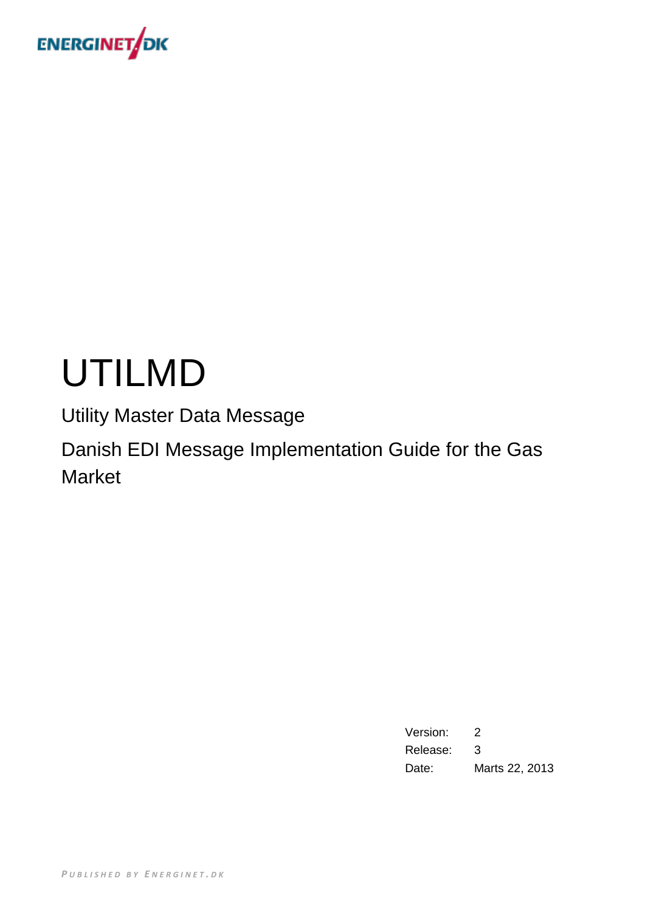ENERGINET.DK

# UTILMD

Utility Master Data Message

Danish EDI Message Implementation Guide for the Gas Market

| | |
|---|---|
| Version: | 2 |
| Release: | 3 |
| Date: | Marts 22, 2013 |

PUBLISHED BY ENERGINET.DK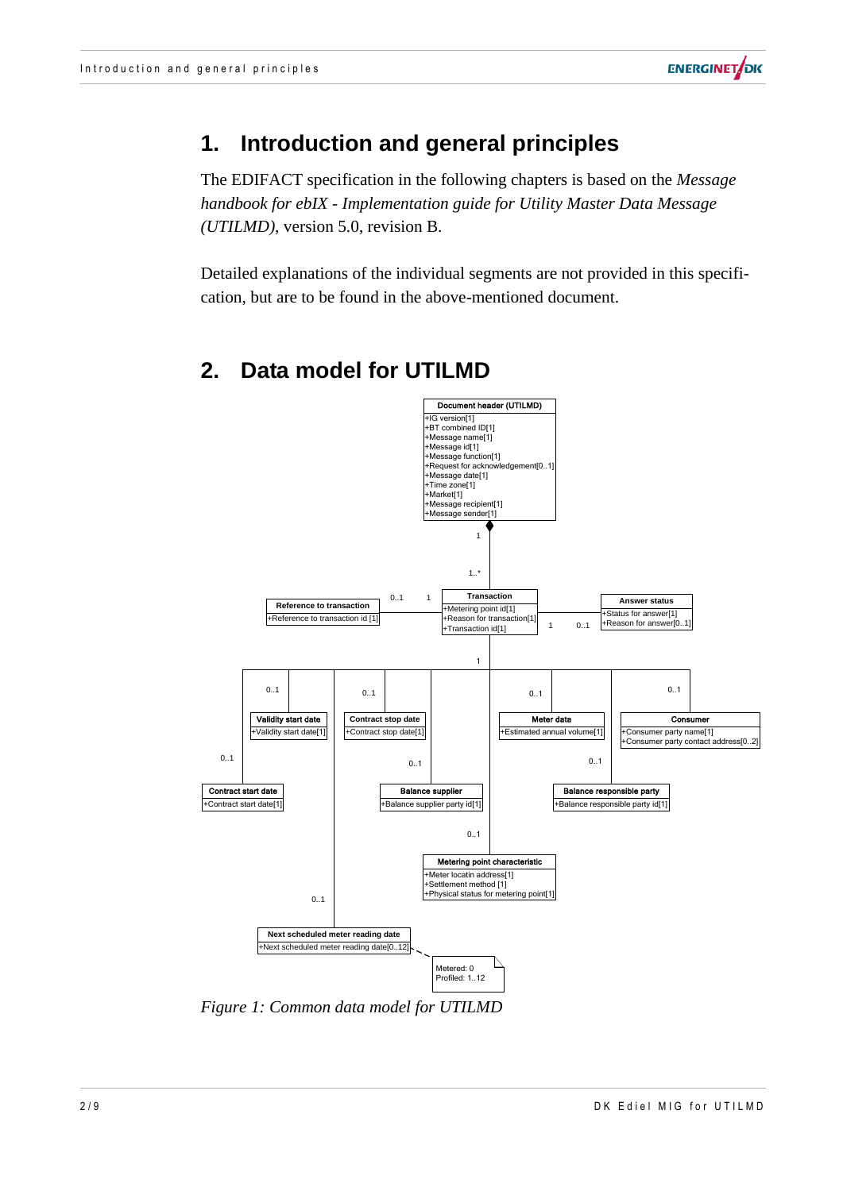# 1. Introduction and general principles

The EDIFACT specification in the following chapters is based on the *Message handbook for ebIX - Implementation guide for Utility Master Data Message (UTILMD)*, version 5.0, revision B.

Detailed explanations of the individual segments are not provided in this specification, but are to be found in the above-mentioned document.

# 2. Data model for UTILMD

**Document header (UTILMD)**
+IG version[1]
+BT combined ID[1]
+Message name[1]
+Message id[1]
+Message function[1]
+Request for acknowledgement[0..1]
+Message date[1]
+Time zone[1]
+Market[1]
+Message recipient[1]
+Message sender[1]

**Transaction**
+Metering point id[1]
+Reason for transaction[1]
+Transaction id[1]

**Reference to transaction**
+Reference to transaction id [1]

**Answer status**
+Status for answer[1]
+Reason for answer[0..1]

**Validity start date**
+Validity start date[1]

**Contract stop date**
+Contract stop date[1]

**Meter data**
+Estimated annual volume[1]

**Consumer**
+Consumer party name[1]
+Consumer party contact address[0..2]

**Contract start date**
+Contract start date[1]

**Balance supplier**
+Balance supplier party id[1]

**Balance responsible party**
+Balance responsible party id[1]

**Metering point characteristic**
+Meter locatin address[1]
+Settlement method [1]
+Physical status for metering point[1]

**Next scheduled meter reading date**
+Next scheduled meter reading date[0..12]

Metered: 0
Profiled: 1..12

*Figure 1: Common data model for UTILMD*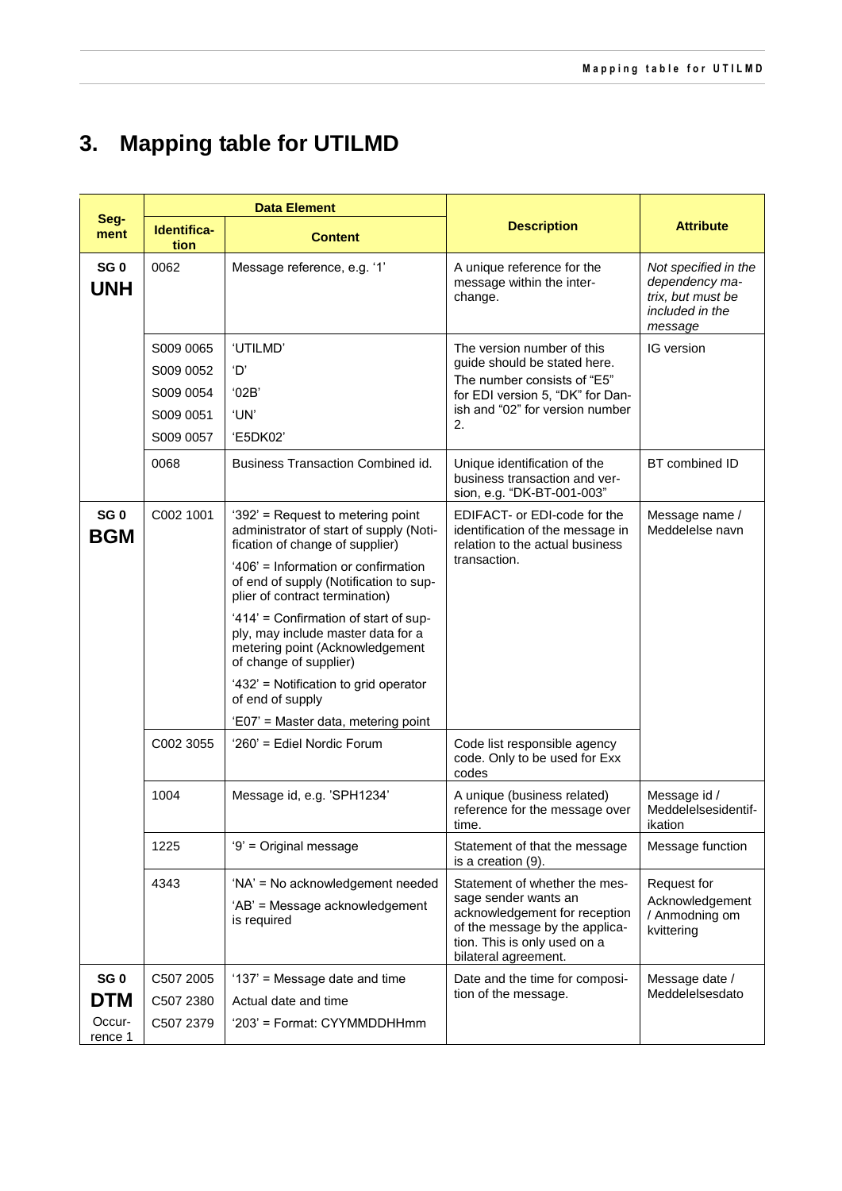# 3. Mapping table for UTILMD

| Segment | Data Element | | Description | Attribute |
|---|---|---|---|---|
| | Identification | Content | | |
| SG 0 **UNH** | 0062 | Message reference, e.g. '1' | A unique reference for the message within the interchange. | *Not specified in the dependency matrix, but must be included in the message* |
| | S009 0065<br>S009 0052<br>S009 0054<br>S009 0051<br>S009 0057 | 'UTILMD'<br>'D'<br>'02B'<br>'UN'<br>'E5DK02' | The version number of this guide should be stated here. The number consists of "E5" for EDI version 5, "DK" for Danish and "02" for version number 2. | IG version |
| | 0068 | Business Transaction Combined id. | Unique identification of the business transaction and version, e.g. "DK-BT-001-003" | BT combined ID |
| SG 0 **BGM** | C002 1001 | '392' = Request to metering point administrator of start of supply (Notification of change of supplier)<br>'406' = Information or confirmation of end of supply (Notification to supplier of contract termination)<br>'414' = Confirmation of start of supply, may include master data for a metering point (Acknowledgement of change of supplier)<br>'432' = Notification to grid operator of end of supply<br>'E07' = Master data, metering point | EDIFACT- or EDI-code for the identification of the message in relation to the actual business transaction. | Message name / Meddelelse navn |
| | C002 3055 | '260' = Ediel Nordic Forum | Code list responsible agency code. Only to be used for Exx codes | |
| | 1004 | Message id, e.g. 'SPH1234' | A unique (business related) reference for the message over time. | Message id / Meddelelsesidentifikation |
| | 1225 | '9' = Original message | Statement of that the message is a creation (9). | Message function |
| | 4343 | 'NA' = No acknowledgement needed<br>'AB' = Message acknowledgement is required | Statement of whether the message sender wants an acknowledgement for reception of the message by the application. This is only used on a bilateral agreement. | Request for Acknowledgement / Anmodning om kvittering |
| SG 0 **DTM** Occurrence 1 | C507 2005<br>C507 2380<br>C507 2379 | '137' = Message date and time<br>Actual date and time<br>'203' = Format: CYYMMDDHHmm | Date and the time for composition of the message. | Message date / Meddelelsesdato |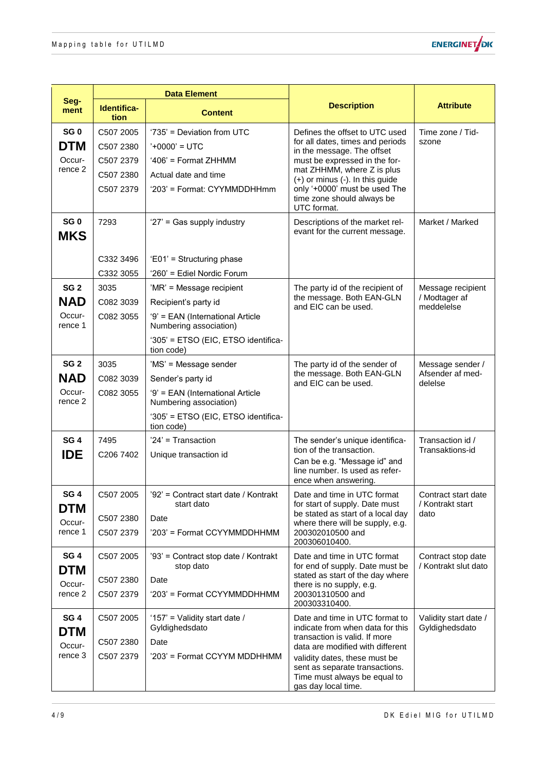| Seg-ment | Data Element | | Description | Attribute |
|---|---|---|---|---|
| | Identifica-tion | Content | | |
| SG 0 **DTM** Occur-rence 2 | C507 2005<br>C507 2380<br>C507 2379<br>C507 2380<br>C507 2379 | '735' = Deviation from UTC<br>'+0000' = UTC<br>'406' = Format ZHHMM<br>Actual date and time<br>'203' = Format: CYYMMDDHHmm | Defines the offset to UTC used for all dates, times and periods in the message. The offset must be expressed in the format ZHHMM, where Z is plus (+) or minus (-). In this guide only '+0000' must be used The time zone should always be UTC format. | Time zone / Tidszone |
| SG 0 **MKS** | 7293<br><br>C332 3496<br>C332 3055 | '27' = Gas supply industry<br><br>'E01' = Structuring phase<br>'260' = Ediel Nordic Forum | Descriptions of the market relevant for the current message. | Market / Marked |
| SG 2 **NAD** Occur-rence 1 | 3035<br>C082 3039<br>C082 3055 | 'MR' = Message recipient<br>Recipient's party id<br>'9' = EAN (International Article Numbering association)<br>'305' = ETSO (EIC, ETSO identification code) | The party id of the recipient of the message. Both EAN-GLN and EIC can be used. | Message recipient / Modtager af meddelelse |
| SG 2 **NAD** Occur-rence 2 | 3035<br>C082 3039<br>C082 3055 | 'MS' = Message sender<br>Sender's party id<br>'9' = EAN (International Article Numbering association)<br>'305' = ETSO (EIC, ETSO identification code) | The party id of the sender of the message. Both EAN-GLN and EIC can be used. | Message sender / Afsender af meddelese |
| SG 4 **IDE** | 7495<br>C206 7402 | '24' = Transaction<br>Unique transaction id | The sender's unique identification of the transaction.<br>Can be e.g. "Message id" and line number. Is used as reference when answering. | Transaction id / Transaktions-id |
| SG 4 **DTM** Occur-rence 1 | C507 2005<br>C507 2380<br>C507 2379 | '92' = Contract start date / Kontrakt start dato<br>Date<br>'203' = Format CCYYMMDDHHMM | Date and time in UTC format for start of supply. Date must be stated as start of a local day where there will be supply, e.g. 200302010500 and 200306010400. | Contract start date / Kontrakt start dato |
| SG 4 **DTM** Occur-rence 2 | C507 2005<br>C507 2380<br>C507 2379 | '93' = Contract stop date / Kontrakt stop dato<br>Date<br>'203' = Format CCYYMMDDHHMM | Date and time in UTC format for end of supply. Date must be stated as start of the day where there is no supply, e.g. 200301310500 and 200303310400. | Contract stop date / Kontrakt slut dato |
| SG 4 **DTM** Occur-rence 3 | C507 2005<br>C507 2380<br>C507 2379 | '157' = Validity start date / Gyldighedsdato<br>Date<br>'203' = Format CCYYM MDDHHMM | Date and time in UTC format to indicate from when data for this transaction is valid. If more data are modified with different validity dates, these must be sent as separate transactions. Time must always be equal to gas day local time. | Validity start date / Gyldighedsdato |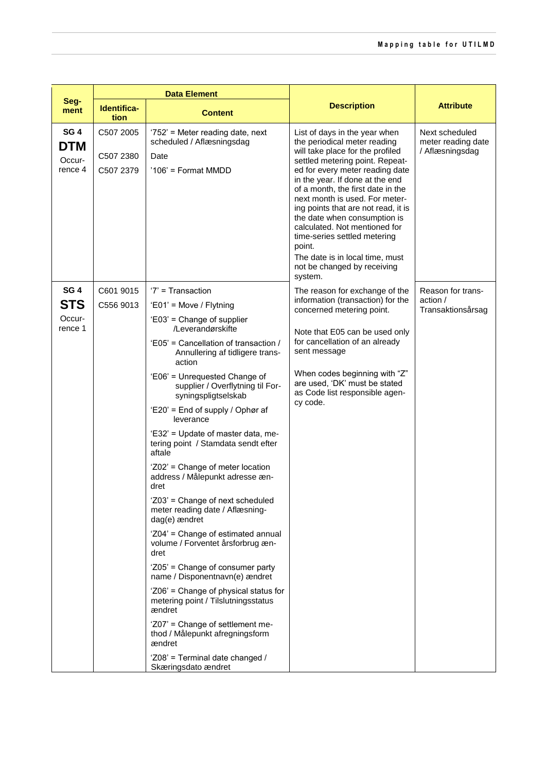| Seg-ment | Data Element | | Description | Attribute |
|---|---|---|---|---|
| | Identifica-tion | Content | | |
| SG 4 **DTM** Occur-rence 4 | C507 2005<br>C507 2380<br>C507 2379 | '752' = Meter reading date, next scheduled / Aflæsningsdag<br>Date<br>'106' = Format MMDD | List of days in the year when the periodical meter reading will take place for the profiled settled metering point. Repeated for every meter reading date in the year. If done at the end of a month, the first date in the next month is used. For metering points that are not read, it is the date when consumption is calculated. Not mentioned for time-series settled metering point.<br>The date is in local time, must not be changed by receiving system. | Next scheduled meter reading date / Aflæsningsdag |
| SG 4 **STS** Occur-rence 1 | C601 9015<br>C556 9013 | '7' = Transaction<br>'E01' = Move / Flytning<br>'E03' = Change of supplier /Leverandørskifte<br>'E05' = Cancellation of transaction / Annullering af tidligere transaction<br>'E06' = Unrequested Change of supplier / Overflytning til Forsyningspligtselskab<br>'E20' = End of supply / Ophør af leverance<br>'E32' = Update of master data, metering point / Stamdata sendt efter aftale<br>'Z02' = Change of meter location address / Målepunkt adresse ændret<br>'Z03' = Change of next scheduled meter reading date / Aflæsningdag(e) ændret<br>'Z04' = Change of estimated annual volume / Forventet årsforbrug ændret<br>'Z05' = Change of consumer party name / Disponentnavn(e) ændret<br>'Z06' = Change of physical status for metering point / Tilslutningsstatus ændret<br>'Z07' = Change of settlement method / Målepunkt afregningsform ændret<br>'Z08' = Terminal date changed / Skæringsdato ændret | The reason for exchange of the information (transaction) for the concerned metering point.<br><br>Note that E05 can be used only for cancellation of an already sent message<br><br>When codes beginning with "Z" are used, 'DK' must be stated as Code list responsible agency code. | Reason for transaction / Transaktionsårsag |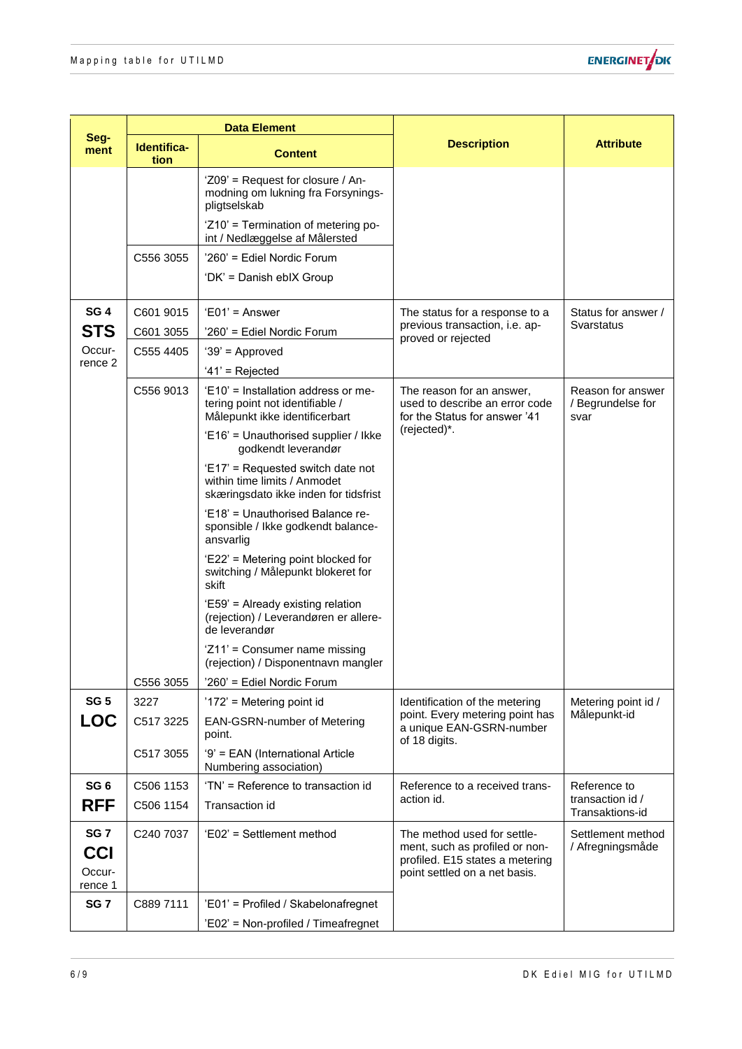| Segment | Data Element | | Description | Attribute |
|---|---|---|---|---|
| | Identification | Content | | |
| | | 'Z09' = Request for closure / Anmodning om lukning fra Forsyningspligtselskab | | |
| | | 'Z10' = Termination of metering point / Nedlæggelse af Målersted | | |
| | C556 3055 | '260' = Ediel Nordic Forum | | |
| | | 'DK' = Danish ebIX Group | | |
| SG 4 **STS** Occurrence 2 | C601 9015 | 'E01' = Answer | The status for a response to a previous transaction, i.e. approved or rejected | Status for answer / Svarstatus |
| | C601 3055 | '260' = Ediel Nordic Forum | | |
| | C555 4405 | '39' = Approved | | |
| | | '41' = Rejected | | |
| | C556 9013 | 'E10' = Installation address or metering point not identifiable / Målepunkt ikke identificerbart | The reason for an answer, used to describe an error code for the Status for answer '41 (rejected)*. | Reason for answer / Begrundelse for svar |
| | | 'E16' = Unauthorised supplier / Ikke godkendt leverandør | | |
| | | 'E17' = Requested switch date not within time limits / Anmodet skæringsdato ikke inden for tidsfrist | | |
| | | 'E18' = Unauthorised Balance responsible / Ikke godkendt balanceansvarlig | | |
| | | 'E22' = Metering point blocked for switching / Målepunkt blokeret for skift | | |
| | | 'E59' = Already existing relation (rejection) / Leverandøren er allerede leverandør | | |
| | | 'Z11' = Consumer name missing (rejection) / Disponentnavn mangler | | |
| | C556 3055 | '260' = Ediel Nordic Forum | | |
| SG 5 **LOC** | 3227 | '172' = Metering point id | Identification of the metering point. Every metering point has a unique EAN-GSRN-number of 18 digits. | Metering point id / Målepunkt-id |
| | C517 3225 | EAN-GSRN-number of Metering point. | | |
| | C517 3055 | '9' = EAN (International Article Numbering association) | | |
| SG 6 **RFF** | C506 1153 | 'TN' = Reference to transaction id | Reference to a received transaction id. | Reference to transaction id / Transaktions-id |
| | C506 1154 | Transaction id | | |
| SG 7 **CCI** Occurrence 1 | C240 7037 | 'E02' = Settlement method | The method used for settlement, such as profiled or non-profiled. E15 states a metering point settled on a net basis. | Settlement method / Afregningsmåde |
| SG 7 | C889 7111 | 'E01' = Profiled / Skabelonafregnet | | |
| | | 'E02' = Non-profiled / Timeafregnet | | |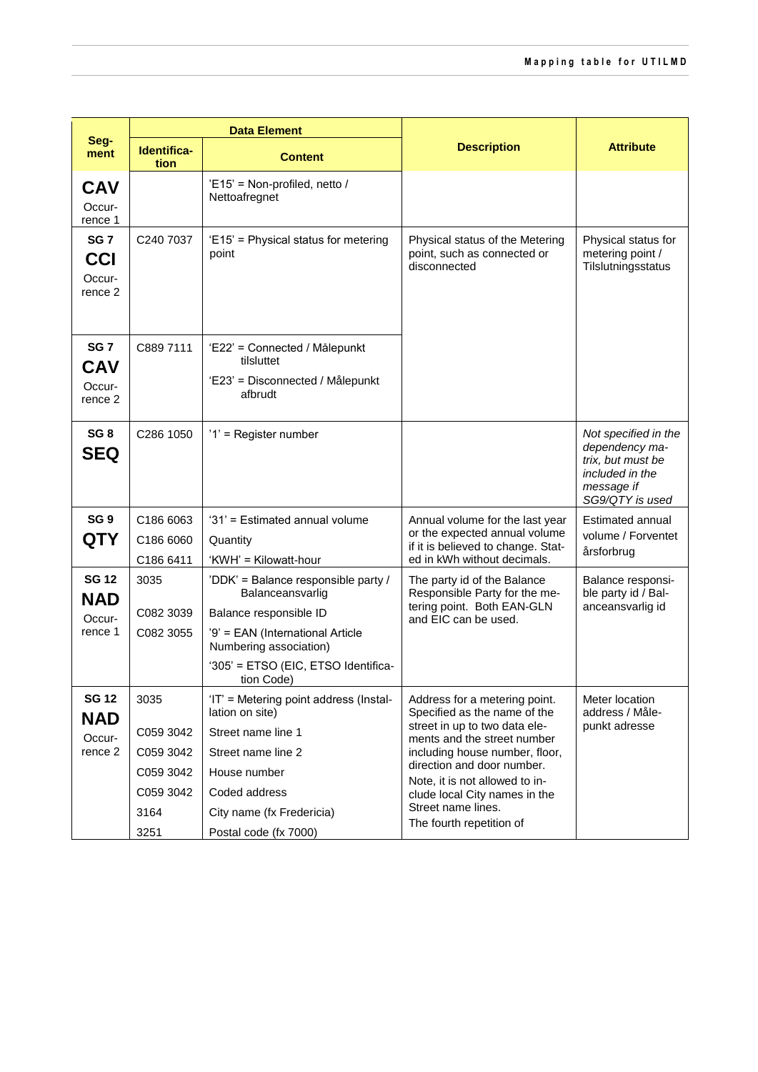| Segment | Data Element | | Description | Attribute |
|---|---|---|---|---|
| | Identification | Content | | |
| **CAV** Occurrence 1 | | 'E15' = Non-profiled, netto / Nettoafregnet | | |
| SG 7 **CCI** Occurrence 2 | C240 7037 | 'E15' = Physical status for metering point | Physical status of the Metering point, such as connected or disconnected | Physical status for metering point / Tilslutningsstatus |
| SG 7 **CAV** Occurrence 2 | C889 7111 | 'E22' = Connected / Målepunkt tilsluttet<br>'E23' = Disconnected / Målepunkt afbrudt | | |
| SG 8 **SEQ** | C286 1050 | '1' = Register number | | *Not specified in the dependency matrix, but must be included in the message if SG9/QTY is used* |
| SG 9 **QTY** | C186 6063<br>C186 6060<br>C186 6411 | '31' = Estimated annual volume<br>Quantity<br>'KWH' = Kilowatt-hour | Annual volume for the last year or the expected annual volume if it is believed to change. Stated in kWh without decimals. | Estimated annual volume / Forventet årsforbrug |
| SG 12 **NAD** Occurrence 1 | 3035<br>C082 3039<br>C082 3055 | 'DDK' = Balance responsible party / Balanceansvarlig<br>Balance responsible ID<br>'9' = EAN (International Article Numbering association)<br>'305' = ETSO (EIC, ETSO Identification Code) | The party id of the Balance Responsible Party for the metering point. Both EAN-GLN and EIC can be used. | Balance responsible party id / Balanceansvarlig id |
| SG 12 **NAD** Occurrence 2 | 3035<br>C059 3042<br>C059 3042<br>C059 3042<br>C059 3042<br>3164<br>3251 | 'IT' = Metering point address (Installation on site)<br>Street name line 1<br>Street name line 2<br>House number<br>Coded address<br>City name (fx Fredericia)<br>Postal code (fx 7000) | Address for a metering point. Specified as the name of the street in up to two data elements and the street number including house number, floor, direction and door number.<br>Note, it is not allowed to include local City names in the Street name lines.<br>The fourth repetition of | Meter location address / Målepunkt adresse |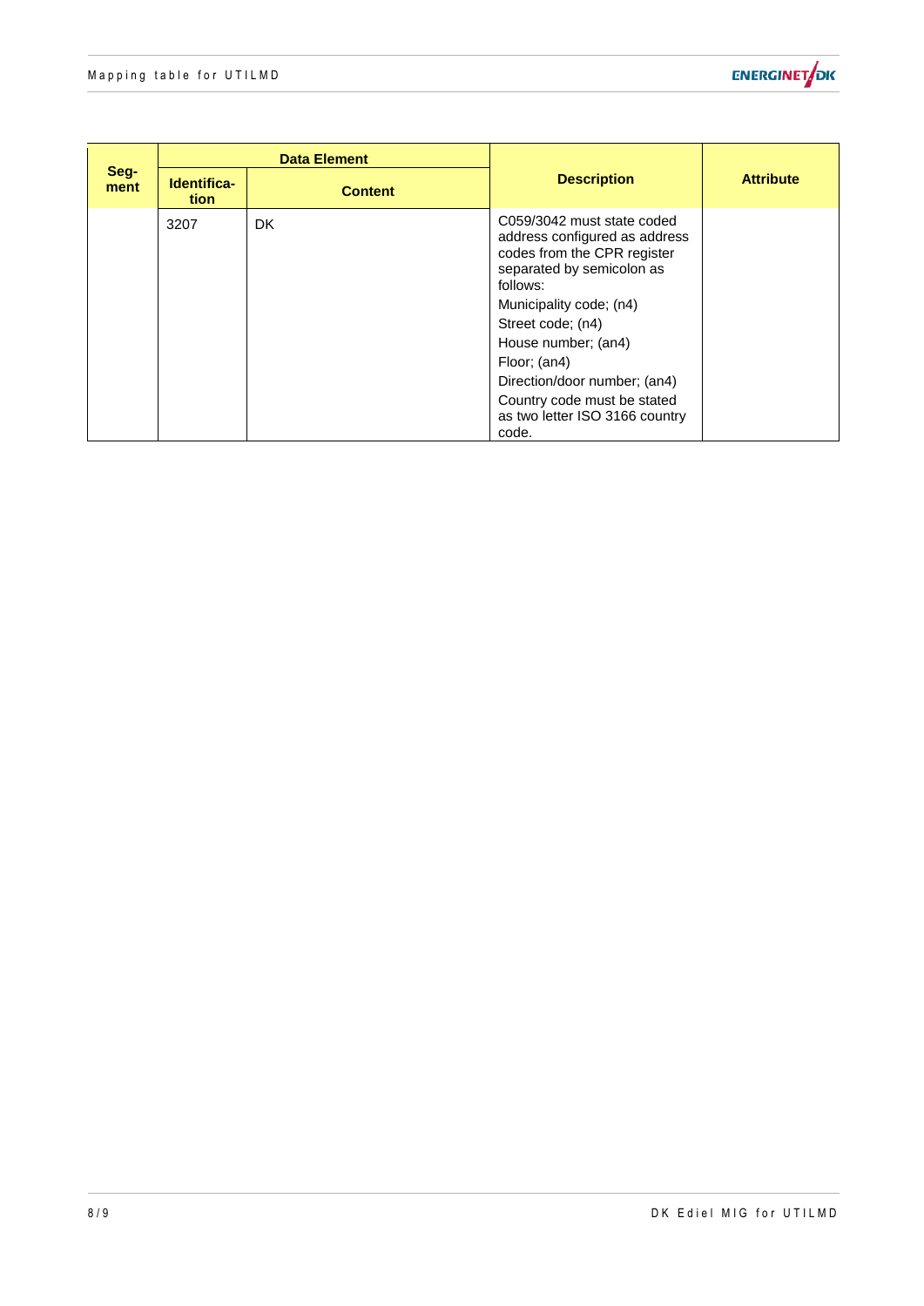| Seg-ment | Data Element | | Description | Attribute |
|---|---|---|---|---|
| | Identifica-tion | Content | | |
| | 3207 | DK | C059/3042 must state coded address configured as address codes from the CPR register separated by semicolon as follows:<br>Municipality code; (n4)<br>Street code; (n4)<br>House number; (an4)<br>Floor; (an4)<br>Direction/door number; (an4)<br>Country code must be stated as two letter ISO 3166 country code. | |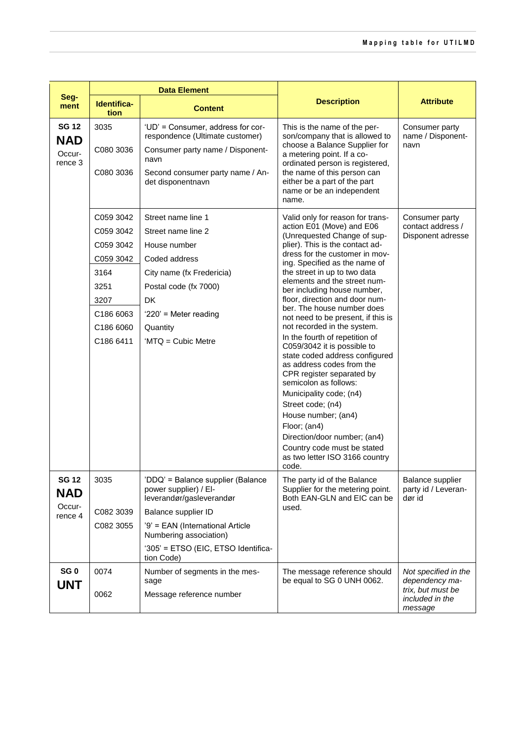| Segment | Data Element | | Description | Attribute |
|---|---|---|---|---|
| | Identification | Content | | |
| **SG 12** **NAD** Occurrence 3 | 3035<br>C080 3036<br>C080 3036 | 'UD' = Consumer, address for correspondence (Ultimate customer)<br>Consumer party name / Disponent-navn<br>Second consumer party name / Andet disponentnavn | This is the name of the person/company that is allowed to choose a Balance Supplier for a metering point. If a co-ordinated person is registered, the name of this person can either be a part of the part name or be an independent name. | Consumer party name / Disponent-navn |
| | C059 3042<br>C059 3042<br>C059 3042<br>C059 3042<br>3164<br>3251<br>3207<br>C186 6063<br>C186 6060<br>C186 6411 | Street name line 1<br>Street name line 2<br>House number<br>Coded address<br>City name (fx Fredericia)<br>Postal code (fx 7000)<br>DK<br>'220' = Meter reading<br>Quantity<br>'MTQ = Cubic Metre | Valid only for reason for transaction E01 (Move) and E06 (Unrequested Change of supplier). This is the contact address for the customer in moving. Specified as the name of the street in up to two data elements and the street number including house number, floor, direction and door number. The house number does not need to be present, if this is not recorded in the system.<br>In the fourth of repetition of C059/3042 it is possible to state coded address configured as address codes from the CPR register separated by semicolon as follows:<br>Municipality code; (n4)<br>Street code; (n4)<br>House number; (an4)<br>Floor; (an4)<br>Direction/door number; (an4)<br>Country code must be stated as two letter ISO 3166 country code. | Consumer party contact address / Disponent adresse |
| **SG 12** **NAD** Occurrence 4 | 3035<br>C082 3039<br>C082 3055 | 'DDQ' = Balance supplier (Balance power supplier) / El-leverandør/gasleverandør<br>Balance supplier ID<br>'9' = EAN (International Article Numbering association)<br>'305' = ETSO (EIC, ETSO Identification Code) | The party id of the Balance Supplier for the metering point. Both EAN-GLN and EIC can be used. | Balance supplier party id / Leverandør id |
| **SG 0** **UNT** | 0074<br>0062 | Number of segments in the message<br>Message reference number | The message reference should be equal to SG 0 UNH 0062. | *Not specified in the dependency matrix, but must be included in the message* |